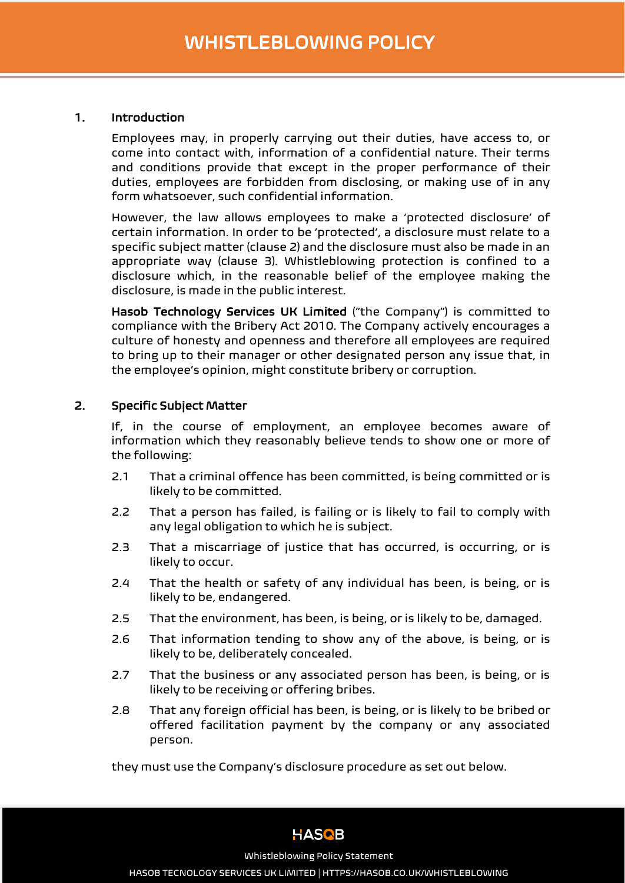# WHISTLEBLOWING POLICY

## 1. Introduction

Employees may, in properly carrying out their duties, have access to, or come into contact with, information of a confidential nature. Their terms and conditions provide that except in the proper performance of their duties, employees are forbidden from disclosing, or making use of in any form whatsoever, such confidential information.

However, the law allows employees to make a 'protected disclosure' of certain information. In order to be 'protected', a disclosure must relate to a specific subject matter (clause 2) and the disclosure must also be made in an appropriate way (clause 3). Whistleblowing protection is confined to a disclosure which, in the reasonable belief of the employee making the disclosure, is made in the public interest.

**Hasob Technology Services UK Limited** ("the Company") is committed to compliance with the Bribery Act 2010. The Company actively encourages a culture of honesty and openness and therefore all employees are required to bring up to their manager or other designated person any issue that, in the employee's opinion, might constitute bribery or corruption.

## 2. Specific Subject Matter

If, in the course of employment, an employee becomes aware of information which they reasonably believe tends to show one or more of the following:

2.1 That a criminal offence has been committed, is being committed or is likely to be committed.

2.2 That a person has failed, is failing or is likely to fail to comply with any legal obligation to which he is subject.

2.3 That a miscarriage of justice that has occurred, is occurring, or is likely to occur.

2.4 That the health or safety of any individual has been, is being, or is likely to be, endangered.

2.5 That the environment, has been, is being, or is likely to be, damaged.

2.6 That information tending to show any of the above, is being, or is likely to be, deliberately concealed.

2.7 That the business or any associated person has been, is being, or is likely to be receiving or offering bribes.

2.8 That any foreign official has been, is being, or is likely to be bribed or offered facilitation payment by the company or any associated person.

they must use the Company's disclosure procedure as set out below.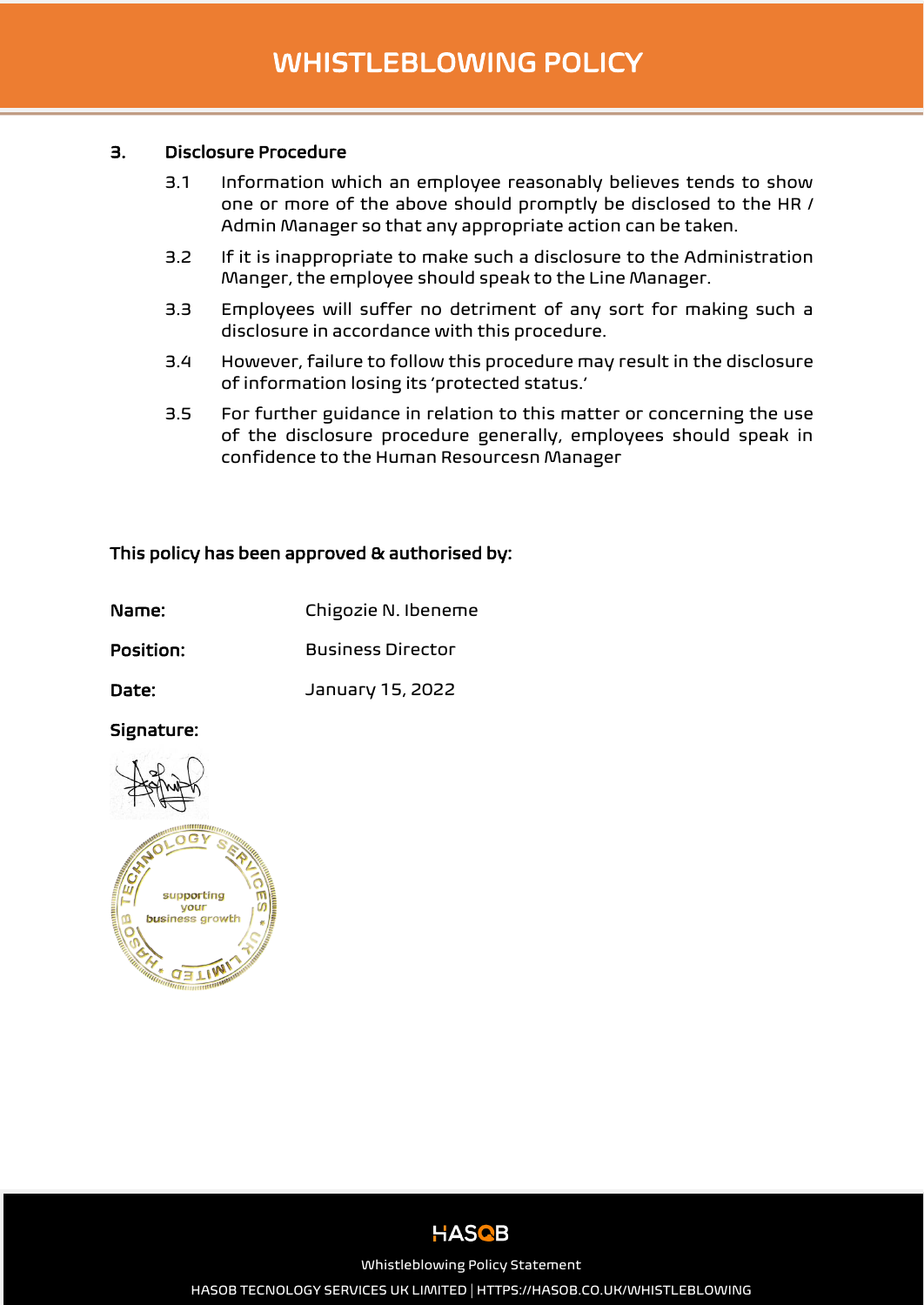# WHISTLEBLOWING POLICY

## 3. Disclosure Procedure

3.1 Information which an employee reasonably believes tends to show one or more of the above should promptly be disclosed to the HR / Admin Manager so that any appropriate action can be taken.

3.2 If it is inappropriate to make such a disclosure to the Administration Manger, the employee should speak to the Line Manager.

3.3 Employees will suffer no detriment of any sort for making such a disclosure in accordance with this procedure.

3.4 However, failure to follow this procedure may result in the disclosure of information losing its 'protected status.'

3.5 For further guidance in relation to this matter or concerning the use of the disclosure procedure generally, employees should speak in confidence to the Human Resourcesn Manager

**This policy has been approved & authorised by:**

**Name:** Chigozie N. Ibeneme

**Position:** Business Director

**Date:** January 15, 2022

**Signature:**